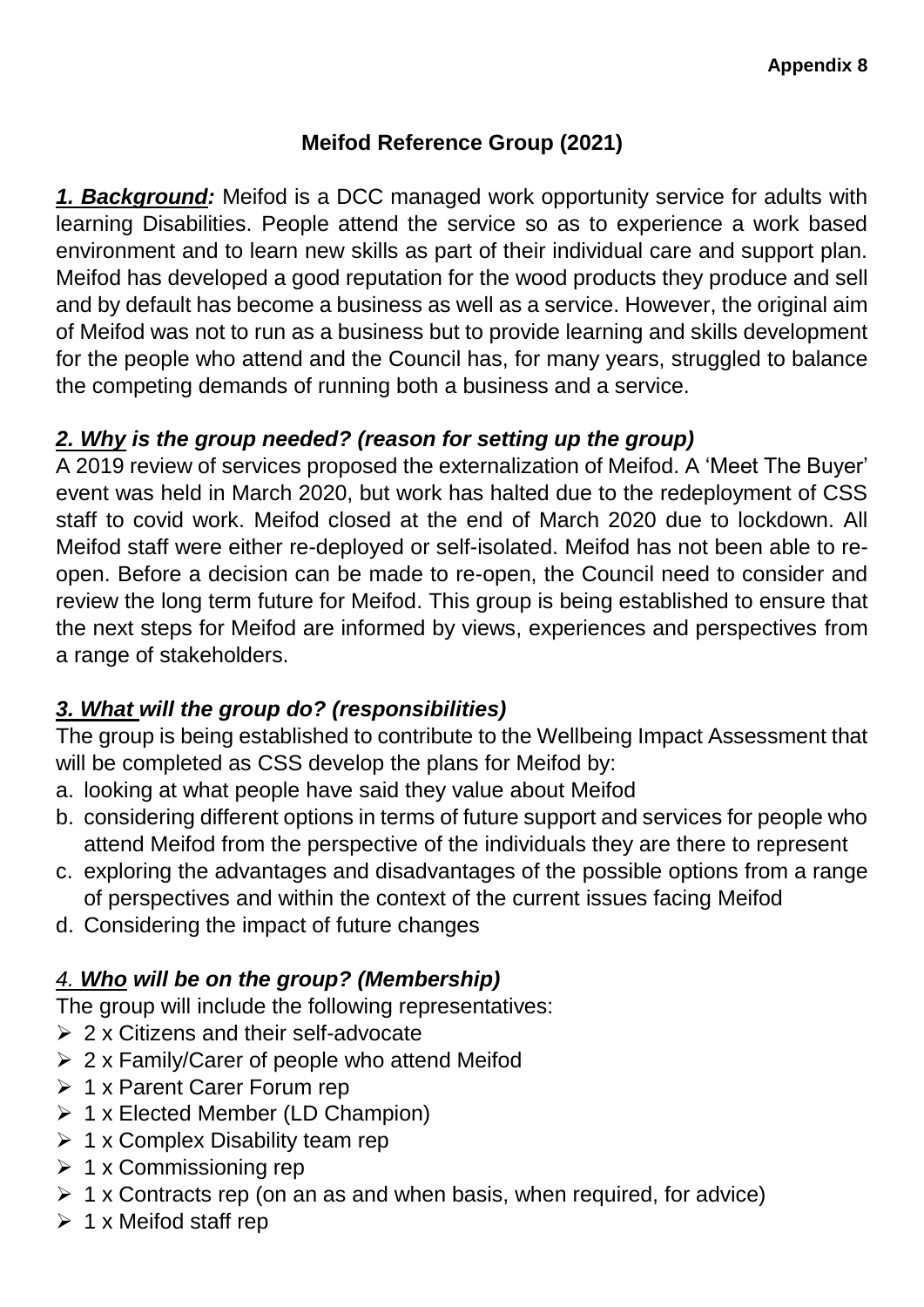**Appendix 8**

# Meifod Reference Group (2021)

***1. Background:*** Meifod is a DCC managed work opportunity service for adults with learning Disabilities. People attend the service so as to experience a work based environment and to learn new skills as part of their individual care and support plan. Meifod has developed a good reputation for the wood products they produce and sell and by default has become a business as well as a service. However, the original aim of Meifod was not to run as a business but to provide learning and skills development for the people who attend and the Council has, for many years, struggled to balance the competing demands of running both a business and a service.

## *2. Why is the group needed? (reason for setting up the group)*

A 2019 review of services proposed the externalization of Meifod. A 'Meet The Buyer' event was held in March 2020, but work has halted due to the redeployment of CSS staff to covid work. Meifod closed at the end of March 2020 due to lockdown. All Meifod staff were either re-deployed or self-isolated. Meifod has not been able to re-open. Before a decision can be made to re-open, the Council need to consider and review the long term future for Meifod. This group is being established to ensure that the next steps for Meifod are informed by views, experiences and perspectives from a range of stakeholders.

## *3. What will the group do? (responsibilities)*

The group is being established to contribute to the Wellbeing Impact Assessment that will be completed as CSS develop the plans for Meifod by:

a. looking at what people have said they value about Meifod
b. considering different options in terms of future support and services for people who attend Meifod from the perspective of the individuals they are there to represent
c. exploring the advantages and disadvantages of the possible options from a range of perspectives and within the context of the current issues facing Meifod
d. Considering the impact of future changes

## *4. Who will be on the group? (Membership)*

The group will include the following representatives:

- 2 x Citizens and their self-advocate
- 2 x Family/Carer of people who attend Meifod
- 1 x Parent Carer Forum rep
- 1 x Elected Member (LD Champion)
- 1 x Complex Disability team rep
- 1 x Commissioning rep
- 1 x Contracts rep (on an as and when basis, when required, for advice)
- 1 x Meifod staff rep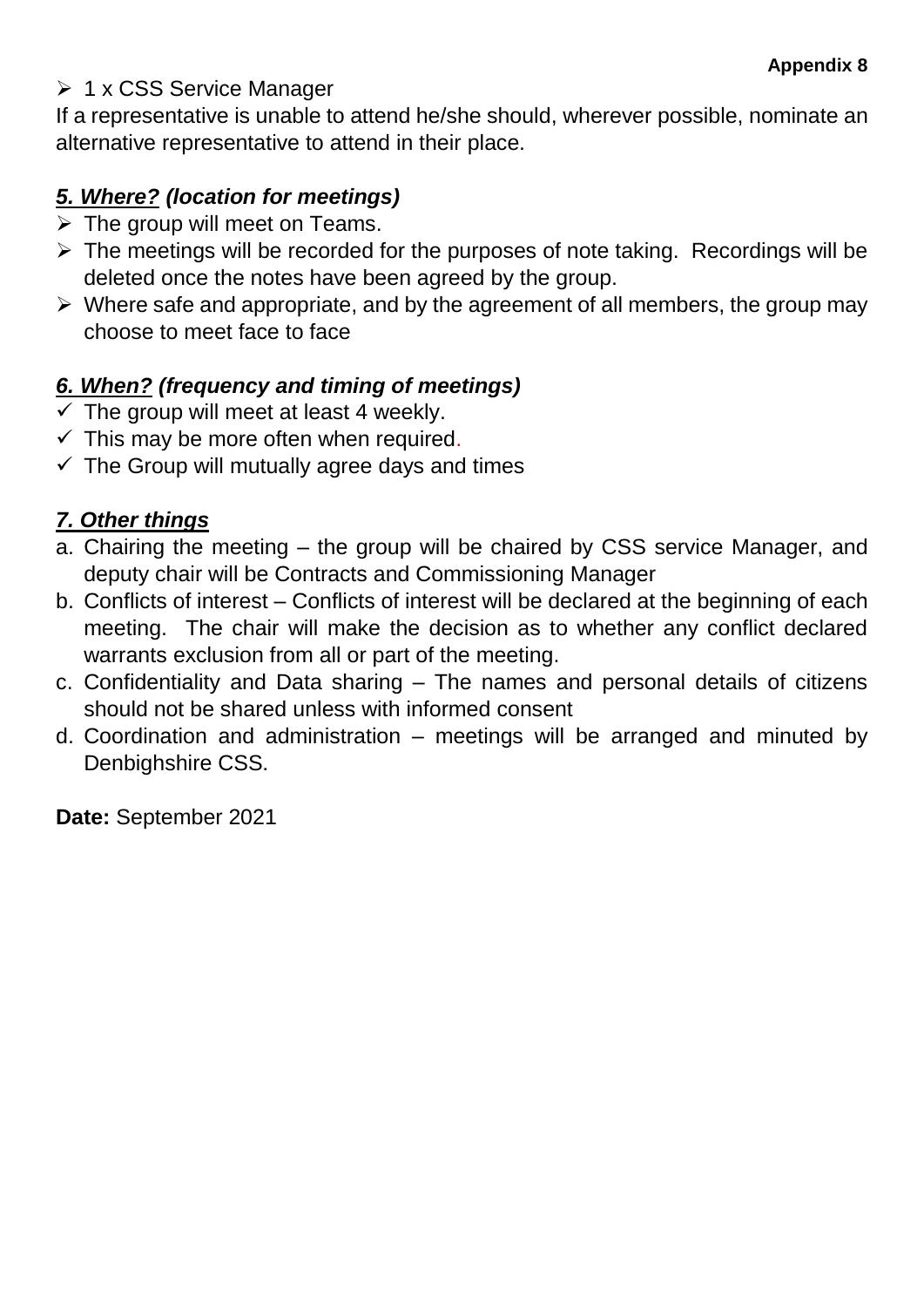- 1 x CSS Service Manager

If a representative is unable to attend he/she should, wherever possible, nominate an alternative representative to attend in their place.

### ***5. Where?*** ***(location for meetings)***

- The group will meet on Teams.
- The meetings will be recorded for the purposes of note taking. Recordings will be deleted once the notes have been agreed by the group.
- Where safe and appropriate, and by the agreement of all members, the group may choose to meet face to face

### ***6. When?*** ***(frequency and timing of meetings)***

- ✓ The group will meet at least 4 weekly.
- ✓ This may be more often when required.
- ✓ The Group will mutually agree days and times

### ***7. Other things***

a. Chairing the meeting – the group will be chaired by CSS service Manager, and deputy chair will be Contracts and Commissioning Manager
b. Conflicts of interest – Conflicts of interest will be declared at the beginning of each meeting. The chair will make the decision as to whether any conflict declared warrants exclusion from all or part of the meeting.
c. Confidentiality and Data sharing – The names and personal details of citizens should not be shared unless with informed consent
d. Coordination and administration – meetings will be arranged and minuted by Denbighshire CSS.

**Date:** September 2021